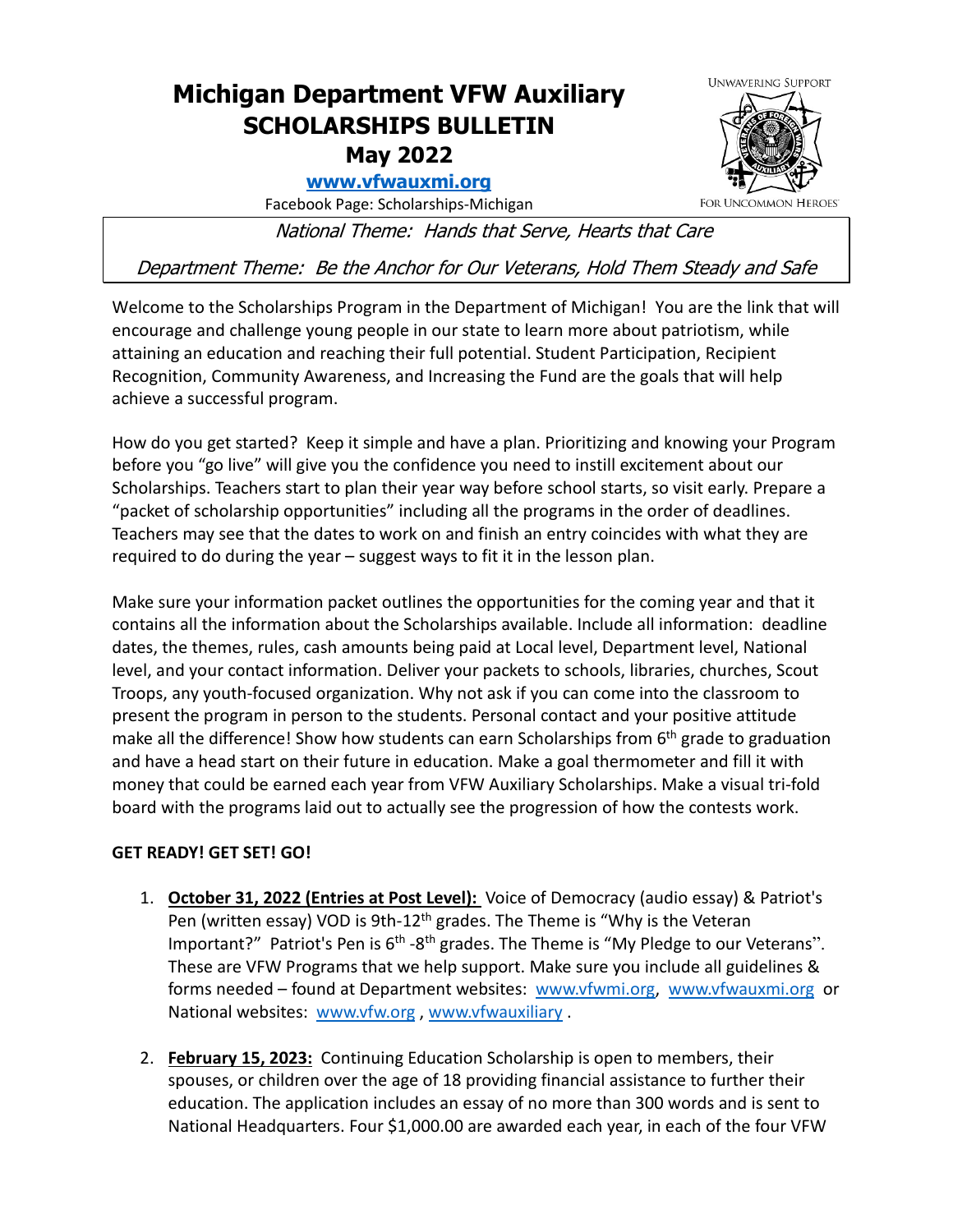# Michigan Department VFW Auxiliary
## SCHOLARSHIPS BULLETIN
## May 2022

**www.vfwauxmi.org**

Facebook Page: Scholarships-Michigan

*National Theme: Hands that Serve, Hearts that Care*

*Department Theme: Be the Anchor for Our Veterans, Hold Them Steady and Safe*

Welcome to the Scholarships Program in the Department of Michigan! You are the link that will encourage and challenge young people in our state to learn more about patriotism, while attaining an education and reaching their full potential. Student Participation, Recipient Recognition, Community Awareness, and Increasing the Fund are the goals that will help achieve a successful program.

How do you get started? Keep it simple and have a plan. Prioritizing and knowing your Program before you "go live" will give you the confidence you need to instill excitement about our Scholarships. Teachers start to plan their year way before school starts, so visit early. Prepare a "packet of scholarship opportunities" including all the programs in the order of deadlines. Teachers may see that the dates to work on and finish an entry coincides with what they are required to do during the year – suggest ways to fit it in the lesson plan.

Make sure your information packet outlines the opportunities for the coming year and that it contains all the information about the Scholarships available. Include all information: deadline dates, the themes, rules, cash amounts being paid at Local level, Department level, National level, and your contact information. Deliver your packets to schools, libraries, churches, Scout Troops, any youth-focused organization. Why not ask if you can come into the classroom to present the program in person to the students. Personal contact and your positive attitude make all the difference! Show how students can earn Scholarships from 6th grade to graduation and have a head start on their future in education. Make a goal thermometer and fill it with money that could be earned each year from VFW Auxiliary Scholarships. Make a visual tri-fold board with the programs laid out to actually see the progression of how the contests work.

**GET READY! GET SET! GO!**

1. **October 31, 2022 (Entries at Post Level):** Voice of Democracy (audio essay) & Patriot's Pen (written essay) VOD is 9th-12th grades. The Theme is "Why is the Veteran Important?" Patriot's Pen is 6th -8th grades. The Theme is "My Pledge to our Veterans". These are VFW Programs that we help support. Make sure you include all guidelines & forms needed – found at Department websites: www.vfwmi.org, www.vfwauxmi.org or National websites: www.vfw.org , www.vfwauxiliary .

2. **February 15, 2023:** Continuing Education Scholarship is open to members, their spouses, or children over the age of 18 providing financial assistance to further their education. The application includes an essay of no more than 300 words and is sent to National Headquarters. Four $1,000.00 are awarded each year, in each of the four VFW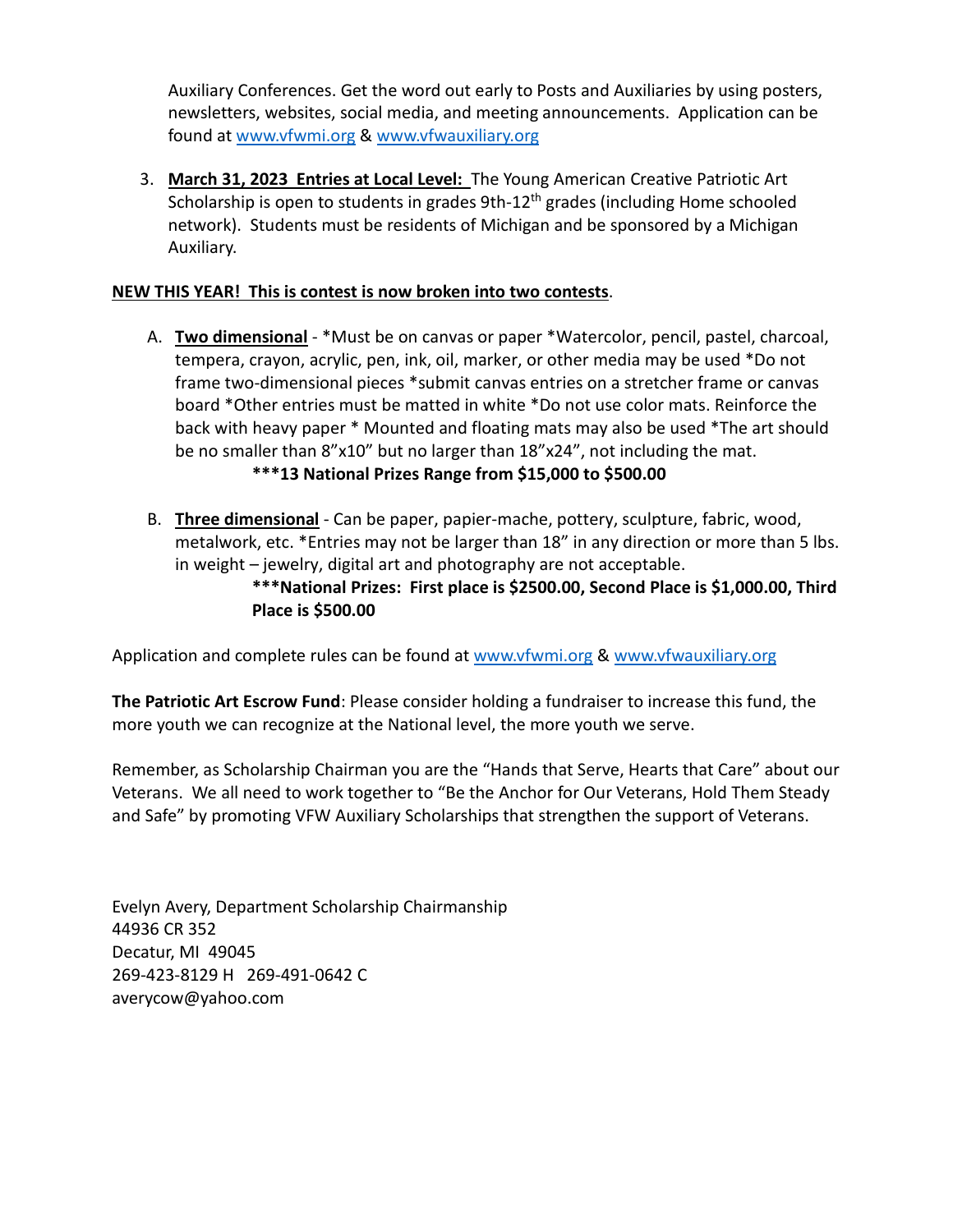Auxiliary Conferences. Get the word out early to Posts and Auxiliaries by using posters, newsletters, websites, social media, and meeting announcements. Application can be found at [www.vfwmi.org](http://www.vfwmi.org) & [www.vfwauxiliary.org](http://www.vfwauxiliary.org)

3. **March 31, 2023 Entries at Local Level:** The Young American Creative Patriotic Art Scholarship is open to students in grades 9th-12th grades (including Home schooled network). Students must be residents of Michigan and be sponsored by a Michigan Auxiliary.

**NEW THIS YEAR! This is contest is now broken into two contests**.

A. **Two dimensional** - *Must be on canvas or paper *Watercolor, pencil, pastel, charcoal, tempera, crayon, acrylic, pen, ink, oil, marker, or other media may be used *Do not frame two-dimensional pieces *submit canvas entries on a stretcher frame or canvas board *Other entries must be matted in white *Do not use color mats. Reinforce the back with heavy paper * Mounted and floating mats may also be used *The art should be no smaller than 8"x10" but no larger than 18"x24", not including the mat.

   **\*\*\*13 National Prizes Range from $15,000 to $500.00**

B. **Three dimensional** - Can be paper, papier-mache, pottery, sculpture, fabric, wood, metalwork, etc. *Entries may not be larger than 18" in any direction or more than 5 lbs. in weight – jewelry, digital art and photography are not acceptable.

   **\*\*\*National Prizes: First place is $2500.00, Second Place is $1,000.00, Third Place is $500.00**

Application and complete rules can be found at [www.vfwmi.org](http://www.vfwmi.org) & [www.vfwauxiliary.org](http://www.vfwauxiliary.org)

**The Patriotic Art Escrow Fund**: Please consider holding a fundraiser to increase this fund, the more youth we can recognize at the National level, the more youth we serve.

Remember, as Scholarship Chairman you are the "Hands that Serve, Hearts that Care" about our Veterans. We all need to work together to "Be the Anchor for Our Veterans, Hold Them Steady and Safe" by promoting VFW Auxiliary Scholarships that strengthen the support of Veterans.

Evelyn Avery, Department Scholarship Chairmanship
44936 CR 352
Decatur, MI 49045
269-423-8129 H 269-491-0642 C
averycow@yahoo.com